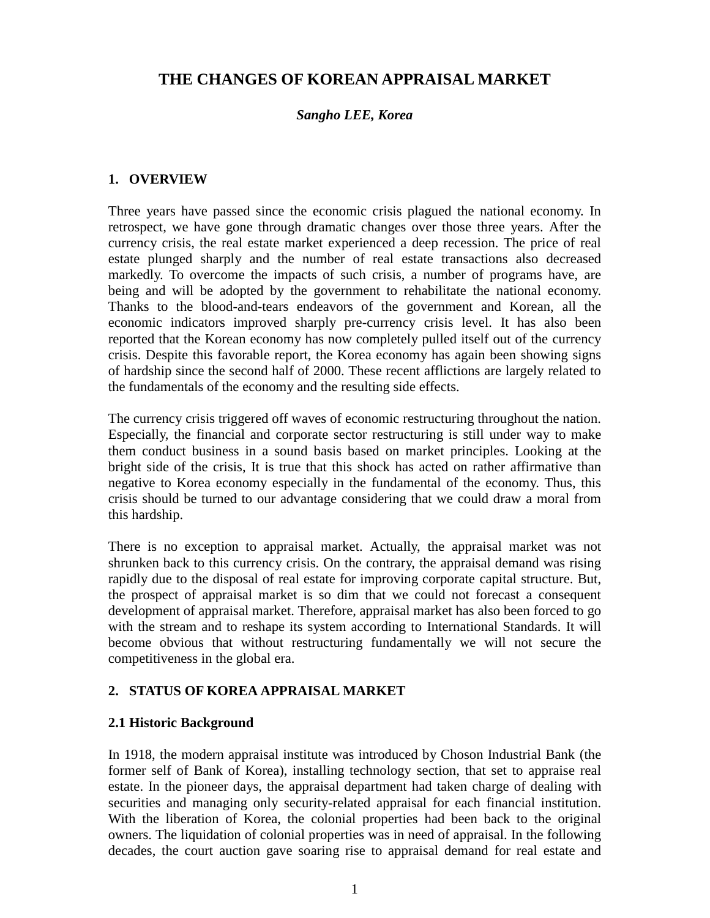# THE CHANGES OF KOREAN APPRAISAL MARKET

***Sangho LEE, Korea***

## 1. OVERVIEW

Three years have passed since the economic crisis plagued the national economy. In retrospect, we have gone through dramatic changes over those three years. After the currency crisis, the real estate market experienced a deep recession. The price of real estate plunged sharply and the number of real estate transactions also decreased markedly. To overcome the impacts of such crisis, a number of programs have, are being and will be adopted by the government to rehabilitate the national economy. Thanks to the blood-and-tears endeavors of the government and Korean, all the economic indicators improved sharply pre-currency crisis level. It has also been reported that the Korean economy has now completely pulled itself out of the currency crisis. Despite this favorable report, the Korea economy has again been showing signs of hardship since the second half of 2000. These recent afflictions are largely related to the fundamentals of the economy and the resulting side effects.

The currency crisis triggered off waves of economic restructuring throughout the nation. Especially, the financial and corporate sector restructuring is still under way to make them conduct business in a sound basis based on market principles. Looking at the bright side of the crisis, It is true that this shock has acted on rather affirmative than negative to Korea economy especially in the fundamental of the economy. Thus, this crisis should be turned to our advantage considering that we could draw a moral from this hardship.

There is no exception to appraisal market. Actually, the appraisal market was not shrunken back to this currency crisis. On the contrary, the appraisal demand was rising rapidly due to the disposal of real estate for improving corporate capital structure. But, the prospect of appraisal market is so dim that we could not forecast a consequent development of appraisal market. Therefore, appraisal market has also been forced to go with the stream and to reshape its system according to International Standards. It will become obvious that without restructuring fundamentally we will not secure the competitiveness in the global era.

## 2. STATUS OF KOREA APPRAISAL MARKET

### 2.1 Historic Background

In 1918, the modern appraisal institute was introduced by Choson Industrial Bank (the former self of Bank of Korea), installing technology section, that set to appraise real estate. In the pioneer days, the appraisal department had taken charge of dealing with securities and managing only security-related appraisal for each financial institution. With the liberation of Korea, the colonial properties had been back to the original owners. The liquidation of colonial properties was in need of appraisal. In the following decades, the court auction gave soaring rise to appraisal demand for real estate and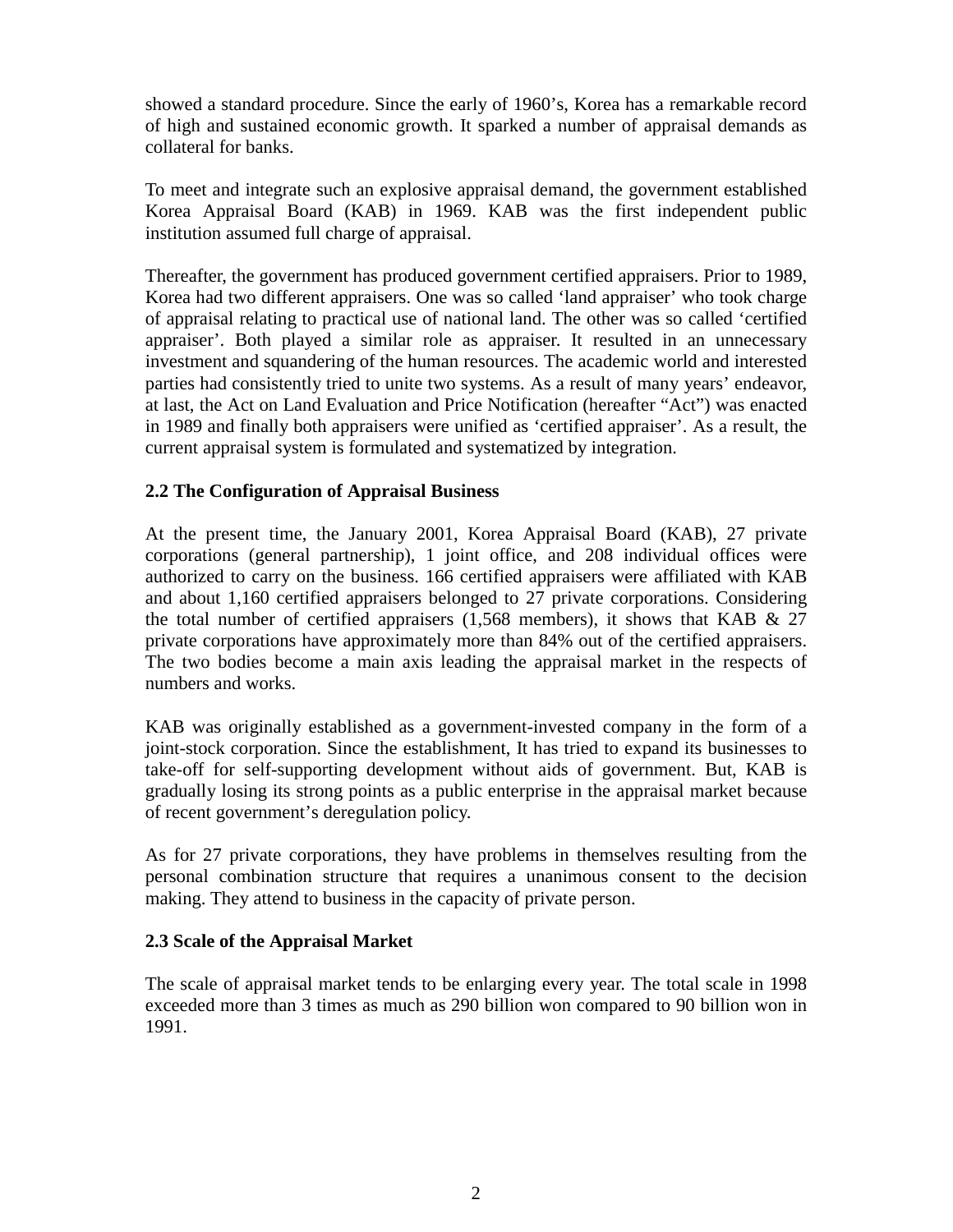showed a standard procedure. Since the early of 1960's, Korea has a remarkable record of high and sustained economic growth. It sparked a number of appraisal demands as collateral for banks.

To meet and integrate such an explosive appraisal demand, the government established Korea Appraisal Board (KAB) in 1969. KAB was the first independent public institution assumed full charge of appraisal.

Thereafter, the government has produced government certified appraisers. Prior to 1989, Korea had two different appraisers. One was so called 'land appraiser' who took charge of appraisal relating to practical use of national land. The other was so called 'certified appraiser'. Both played a similar role as appraiser. It resulted in an unnecessary investment and squandering of the human resources. The academic world and interested parties had consistently tried to unite two systems. As a result of many years' endeavor, at last, the Act on Land Evaluation and Price Notification (hereafter "Act") was enacted in 1989 and finally both appraisers were unified as 'certified appraiser'. As a result, the current appraisal system is formulated and systematized by integration.

### 2.2 The Configuration of Appraisal Business

At the present time, the January 2001, Korea Appraisal Board (KAB), 27 private corporations (general partnership), 1 joint office, and 208 individual offices were authorized to carry on the business. 166 certified appraisers were affiliated with KAB and about 1,160 certified appraisers belonged to 27 private corporations. Considering the total number of certified appraisers (1,568 members), it shows that KAB & 27 private corporations have approximately more than 84% out of the certified appraisers. The two bodies become a main axis leading the appraisal market in the respects of numbers and works.

KAB was originally established as a government-invested company in the form of a joint-stock corporation. Since the establishment, It has tried to expand its businesses to take-off for self-supporting development without aids of government. But, KAB is gradually losing its strong points as a public enterprise in the appraisal market because of recent government's deregulation policy.

As for 27 private corporations, they have problems in themselves resulting from the personal combination structure that requires a unanimous consent to the decision making. They attend to business in the capacity of private person.

### 2.3 Scale of the Appraisal Market

The scale of appraisal market tends to be enlarging every year. The total scale in 1998 exceeded more than 3 times as much as 290 billion won compared to 90 billion won in 1991.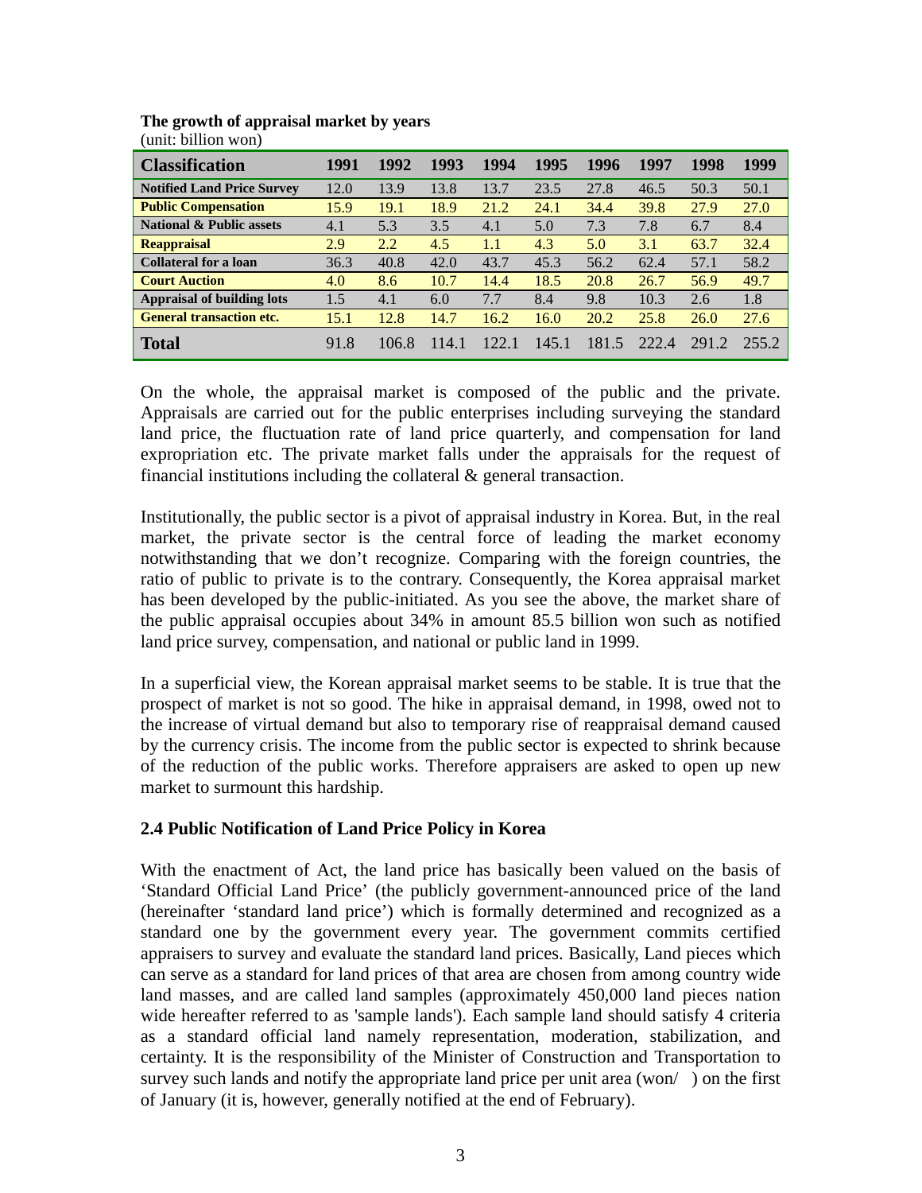**The growth of appraisal market by years**
(unit: billion won)

| Classification | 1991 | 1992 | 1993 | 1994 | 1995 | 1996 | 1997 | 1998 | 1999 |
|---|---|---|---|---|---|---|---|---|---|
| **Notified Land Price Survey** | 12.0 | 13.9 | 13.8 | 13.7 | 23.5 | 27.8 | 46.5 | 50.3 | 50.1 |
| **Public Compensation** | 15.9 | 19.1 | 18.9 | 21.2 | 24.1 | 34.4 | 39.8 | 27.9 | 27.0 |
| **National & Public assets** | 4.1 | 5.3 | 3.5 | 4.1 | 5.0 | 7.3 | 7.8 | 6.7 | 8.4 |
| **Reappraisal** | 2.9 | 2.2 | 4.5 | 1.1 | 4.3 | 5.0 | 3.1 | 63.7 | 32.4 |
| **Collateral for a loan** | 36.3 | 40.8 | 42.0 | 43.7 | 45.3 | 56.2 | 62.4 | 57.1 | 58.2 |
| **Court Auction** | 4.0 | 8.6 | 10.7 | 14.4 | 18.5 | 20.8 | 26.7 | 56.9 | 49.7 |
| **Appraisal of building lots** | 1.5 | 4.1 | 6.0 | 7.7 | 8.4 | 9.8 | 10.3 | 2.6 | 1.8 |
| **General transaction etc.** | 15.1 | 12.8 | 14.7 | 16.2 | 16.0 | 20.2 | 25.8 | 26.0 | 27.6 |
| **Total** | 91.8 | 106.8 | 114.1 | 122.1 | 145.1 | 181.5 | 222.4 | 291.2 | 255.2 |

On the whole, the appraisal market is composed of the public and the private. Appraisals are carried out for the public enterprises including surveying the standard land price, the fluctuation rate of land price quarterly, and compensation for land expropriation etc. The private market falls under the appraisals for the request of financial institutions including the collateral & general transaction.

Institutionally, the public sector is a pivot of appraisal industry in Korea. But, in the real market, the private sector is the central force of leading the market economy notwithstanding that we don't recognize. Comparing with the foreign countries, the ratio of public to private is to the contrary. Consequently, the Korea appraisal market has been developed by the public-initiated. As you see the above, the market share of the public appraisal occupies about 34% in amount 85.5 billion won such as notified land price survey, compensation, and national or public land in 1999.

In a superficial view, the Korean appraisal market seems to be stable. It is true that the prospect of market is not so good. The hike in appraisal demand, in 1998, owed not to the increase of virtual demand but also to temporary rise of reappraisal demand caused by the currency crisis. The income from the public sector is expected to shrink because of the reduction of the public works. Therefore appraisers are asked to open up new market to surmount this hardship.

### 2.4 Public Notification of Land Price Policy in Korea

With the enactment of Act, the land price has basically been valued on the basis of 'Standard Official Land Price' (the publicly government-announced price of the land (hereinafter 'standard land price') which is formally determined and recognized as a standard one by the government every year. The government commits certified appraisers to survey and evaluate the standard land prices. Basically, Land pieces which can serve as a standard for land prices of that area are chosen from among country wide land masses, and are called land samples (approximately 450,000 land pieces nation wide hereafter referred to as 'sample lands'). Each sample land should satisfy 4 criteria as a standard official land namely representation, moderation, stabilization, and certainty. It is the responsibility of the Minister of Construction and Transportation to survey such lands and notify the appropriate land price per unit area (won/ ) on the first of January (it is, however, generally notified at the end of February).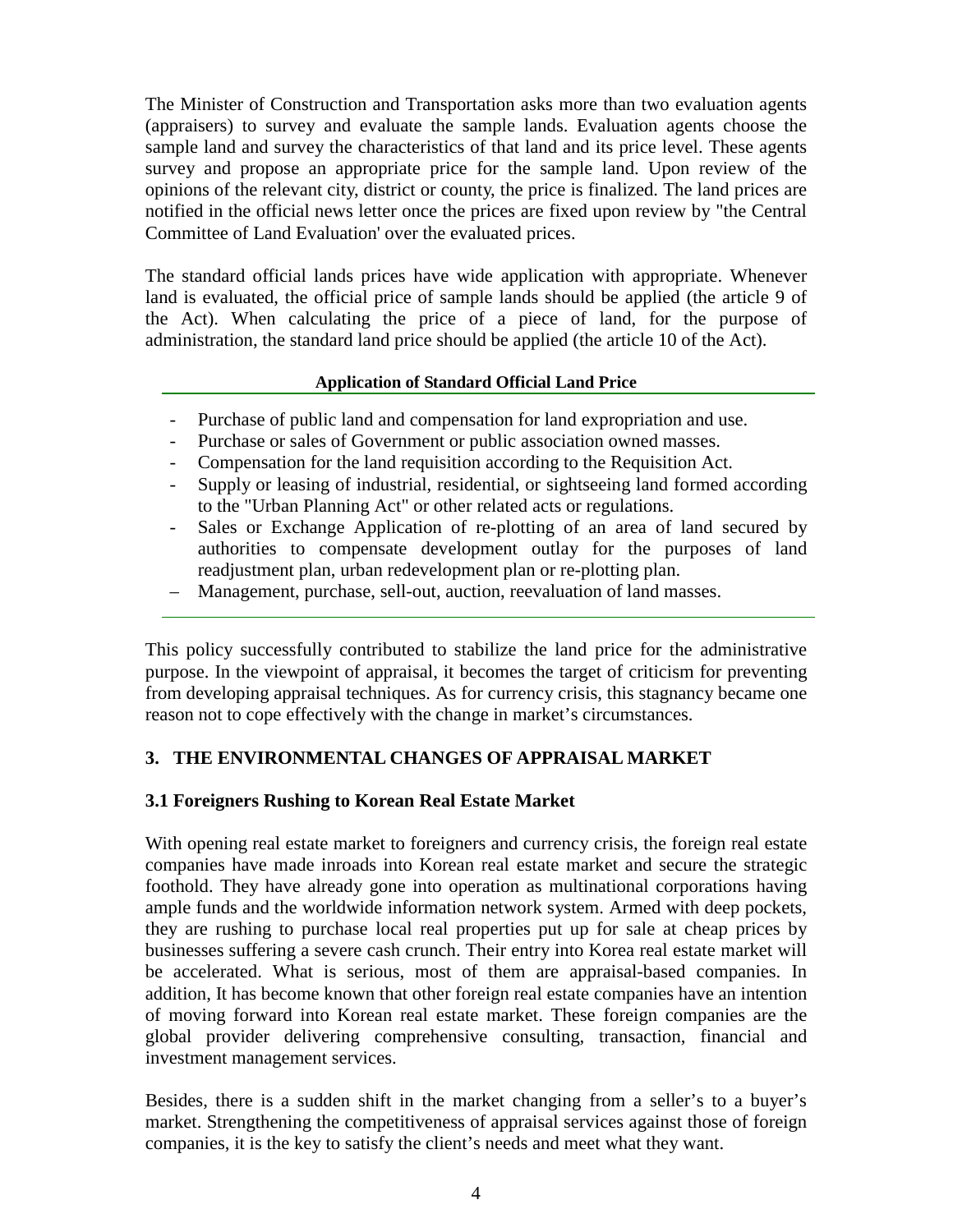The Minister of Construction and Transportation asks more than two evaluation agents (appraisers) to survey and evaluate the sample lands. Evaluation agents choose the sample land and survey the characteristics of that land and its price level. These agents survey and propose an appropriate price for the sample land. Upon review of the opinions of the relevant city, district or county, the price is finalized. The land prices are notified in the official news letter once the prices are fixed upon review by "the Central Committee of Land Evaluation' over the evaluated prices.

The standard official lands prices have wide application with appropriate. Whenever land is evaluated, the official price of sample lands should be applied (the article 9 of the Act). When calculating the price of a piece of land, for the purpose of administration, the standard land price should be applied (the article 10 of the Act).

**Application of Standard Official Land Price**

- Purchase of public land and compensation for land expropriation and use.
- Purchase or sales of Government or public association owned masses.
- Compensation for the land requisition according to the Requisition Act.
- Supply or leasing of industrial, residential, or sightseeing land formed according to the "Urban Planning Act" or other related acts or regulations.
- Sales or Exchange Application of re-plotting of an area of land secured by authorities to compensate development outlay for the purposes of land readjustment plan, urban redevelopment plan or re-plotting plan.
- Management, purchase, sell-out, auction, reevaluation of land masses.

This policy successfully contributed to stabilize the land price for the administrative purpose. In the viewpoint of appraisal, it becomes the target of criticism for preventing from developing appraisal techniques. As for currency crisis, this stagnancy became one reason not to cope effectively with the change in market's circumstances.

## 3. THE ENVIRONMENTAL CHANGES OF APPRAISAL MARKET

### 3.1 Foreigners Rushing to Korean Real Estate Market

With opening real estate market to foreigners and currency crisis, the foreign real estate companies have made inroads into Korean real estate market and secure the strategic foothold. They have already gone into operation as multinational corporations having ample funds and the worldwide information network system. Armed with deep pockets, they are rushing to purchase local real properties put up for sale at cheap prices by businesses suffering a severe cash crunch. Their entry into Korea real estate market will be accelerated. What is serious, most of them are appraisal-based companies. In addition, It has become known that other foreign real estate companies have an intention of moving forward into Korean real estate market. These foreign companies are the global provider delivering comprehensive consulting, transaction, financial and investment management services.

Besides, there is a sudden shift in the market changing from a seller's to a buyer's market. Strengthening the competitiveness of appraisal services against those of foreign companies, it is the key to satisfy the client's needs and meet what they want.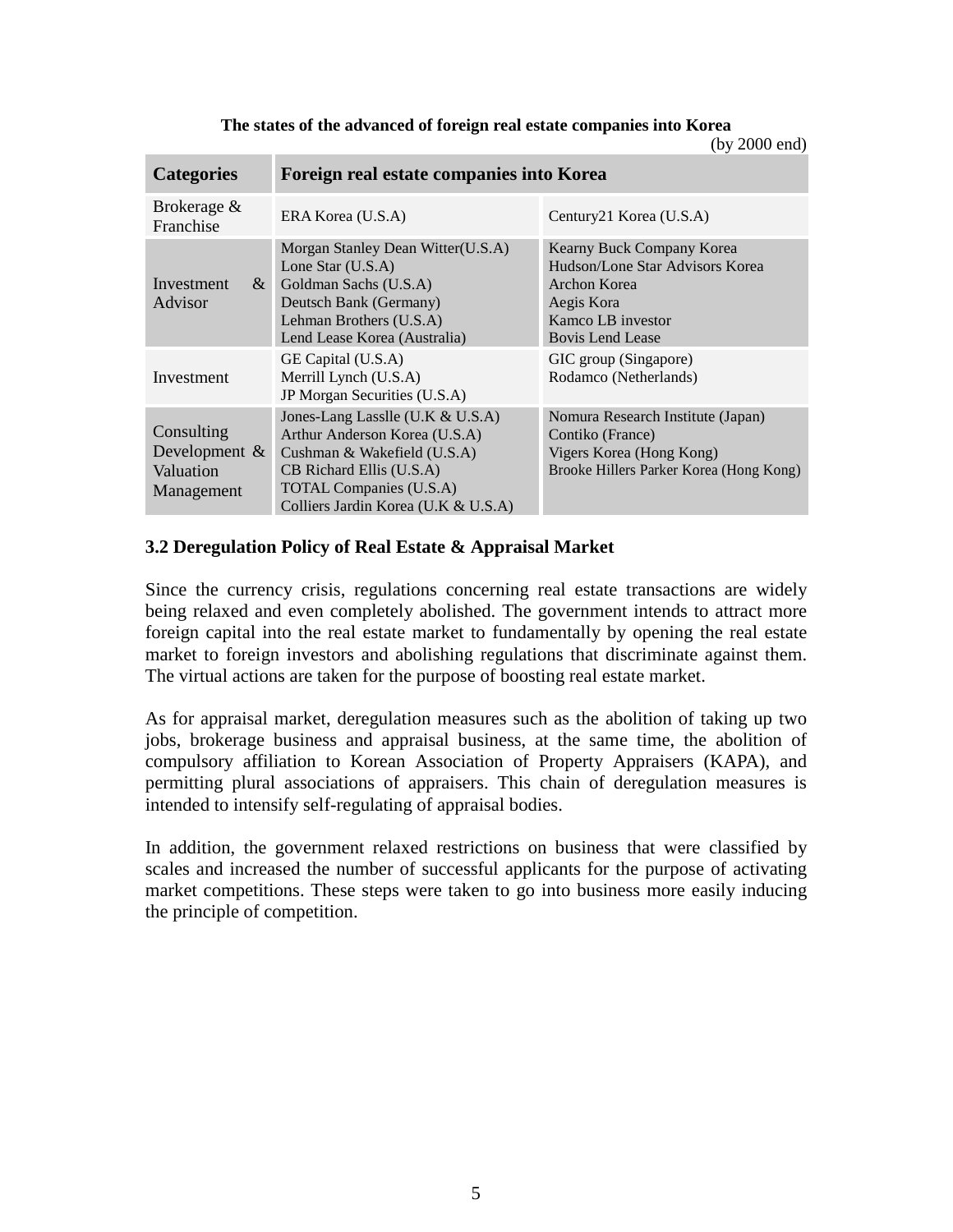**The states of the advanced of foreign real estate companies into Korea**

(by 2000 end)

| Categories | Foreign real estate companies into Korea | |
|---|---|---|
| Brokerage & Franchise | ERA Korea (U.S.A) | Century21 Korea (U.S.A) |
| Investment & Advisor | Morgan Stanley Dean Witter(U.S.A)<br>Lone Star (U.S.A)<br>Goldman Sachs (U.S.A)<br>Deutsch Bank (Germany)<br>Lehman Brothers (U.S.A)<br>Lend Lease Korea (Australia) | Kearny Buck Company Korea<br>Hudson/Lone Star Advisors Korea<br>Archon Korea<br>Aegis Kora<br>Kamco LB investor<br>Bovis Lend Lease |
| Investment | GE Capital (U.S.A)<br>Merrill Lynch (U.S.A)<br>JP Morgan Securities (U.S.A) | GIC group (Singapore)<br>Rodamco (Netherlands) |
| Consulting Development & Valuation Management | Jones-Lang Lasslle (U.K & U.S.A)<br>Arthur Anderson Korea (U.S.A)<br>Cushman & Wakefield (U.S.A)<br>CB Richard Ellis (U.S.A)<br>TOTAL Companies (U.S.A)<br>Colliers Jardin Korea (U.K & U.S.A) | Nomura Research Institute (Japan)<br>Contiko (France)<br>Vigers Korea (Hong Kong)<br>Brooke Hillers Parker Korea (Hong Kong) |

### 3.2 Deregulation Policy of Real Estate & Appraisal Market

Since the currency crisis, regulations concerning real estate transactions are widely being relaxed and even completely abolished. The government intends to attract more foreign capital into the real estate market to fundamentally by opening the real estate market to foreign investors and abolishing regulations that discriminate against them. The virtual actions are taken for the purpose of boosting real estate market.

As for appraisal market, deregulation measures such as the abolition of taking up two jobs, brokerage business and appraisal business, at the same time, the abolition of compulsory affiliation to Korean Association of Property Appraisers (KAPA), and permitting plural associations of appraisers. This chain of deregulation measures is intended to intensify self-regulating of appraisal bodies.

In addition, the government relaxed restrictions on business that were classified by scales and increased the number of successful applicants for the purpose of activating market competitions. These steps were taken to go into business more easily inducing the principle of competition.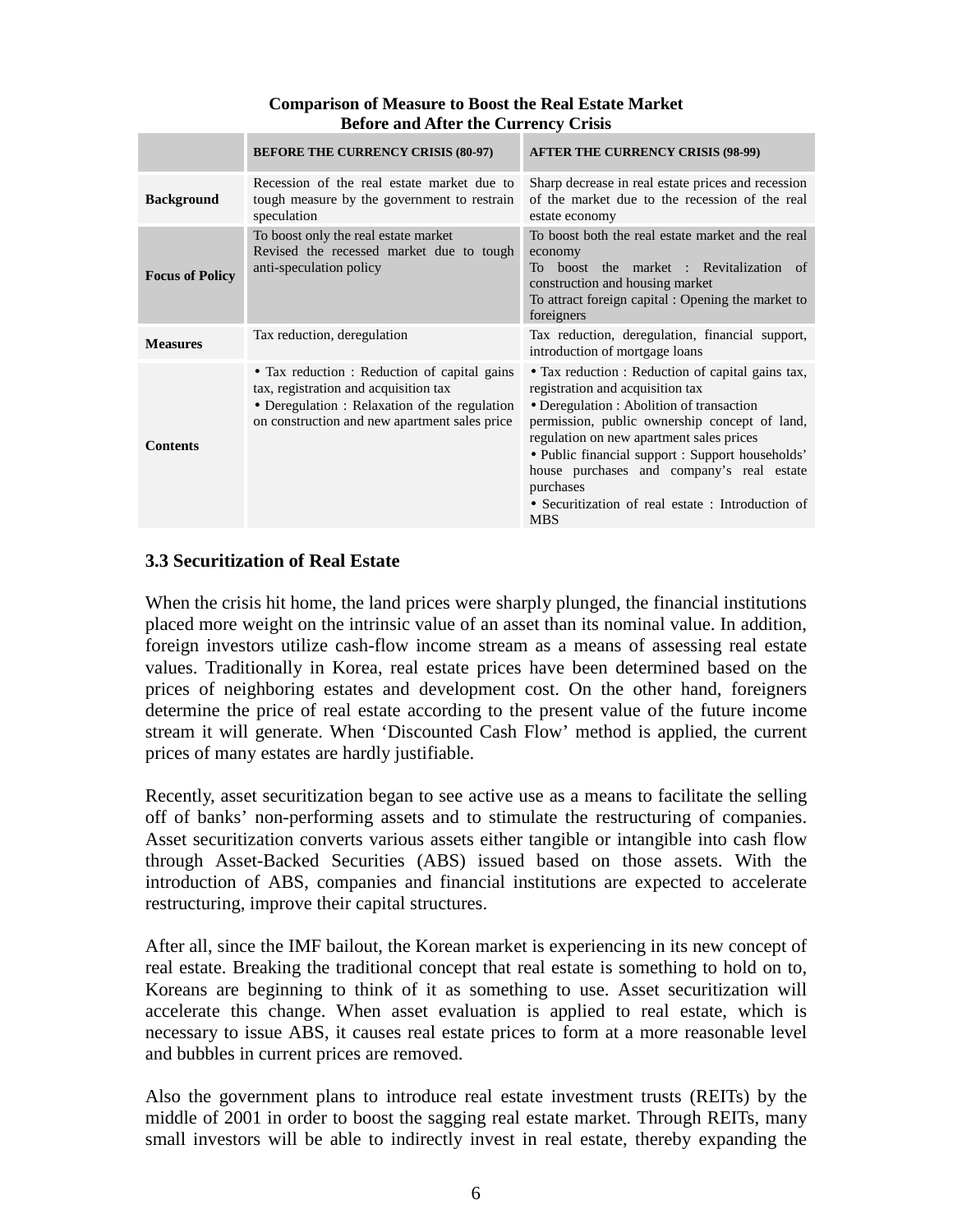**Comparison of Measure to Boost the Real Estate Market Before and After the Currency Crisis**

| | BEFORE THE CURRENCY CRISIS (80-97) | AFTER THE CURRENCY CRISIS (98-99) |
|---|---|---|
| **Background** | Recession of the real estate market due to tough measure by the government to restrain speculation | Sharp decrease in real estate prices and recession of the market due to the recession of the real estate economy |
| **Focus of Policy** | To boost only the real estate market<br>Revised the recessed market due to tough anti-speculation policy | To boost both the real estate market and the real economy<br>To boost the market : Revitalization of construction and housing market<br>To attract foreign capital : Opening the market to foreigners |
| **Measures** | Tax reduction, deregulation | Tax reduction, deregulation, financial support, introduction of mortgage loans |
| **Contents** | • Tax reduction : Reduction of capital gains tax, registration and acquisition tax<br>• Deregulation : Relaxation of the regulation on construction and new apartment sales price | • Tax reduction : Reduction of capital gains tax, registration and acquisition tax<br>• Deregulation : Abolition of transaction permission, public ownership concept of land, regulation on new apartment sales prices<br>• Public financial support : Support households' house purchases and company's real estate purchases<br>• Securitization of real estate : Introduction of MBS |

### 3.3 Securitization of Real Estate

When the crisis hit home, the land prices were sharply plunged, the financial institutions placed more weight on the intrinsic value of an asset than its nominal value. In addition, foreign investors utilize cash-flow income stream as a means of assessing real estate values. Traditionally in Korea, real estate prices have been determined based on the prices of neighboring estates and development cost. On the other hand, foreigners determine the price of real estate according to the present value of the future income stream it will generate. When 'Discounted Cash Flow' method is applied, the current prices of many estates are hardly justifiable.

Recently, asset securitization began to see active use as a means to facilitate the selling off of banks' non-performing assets and to stimulate the restructuring of companies. Asset securitization converts various assets either tangible or intangible into cash flow through Asset-Backed Securities (ABS) issued based on those assets. With the introduction of ABS, companies and financial institutions are expected to accelerate restructuring, improve their capital structures.

After all, since the IMF bailout, the Korean market is experiencing in its new concept of real estate. Breaking the traditional concept that real estate is something to hold on to, Koreans are beginning to think of it as something to use. Asset securitization will accelerate this change. When asset evaluation is applied to real estate, which is necessary to issue ABS, it causes real estate prices to form at a more reasonable level and bubbles in current prices are removed.

Also the government plans to introduce real estate investment trusts (REITs) by the middle of 2001 in order to boost the sagging real estate market. Through REITs, many small investors will be able to indirectly invest in real estate, thereby expanding the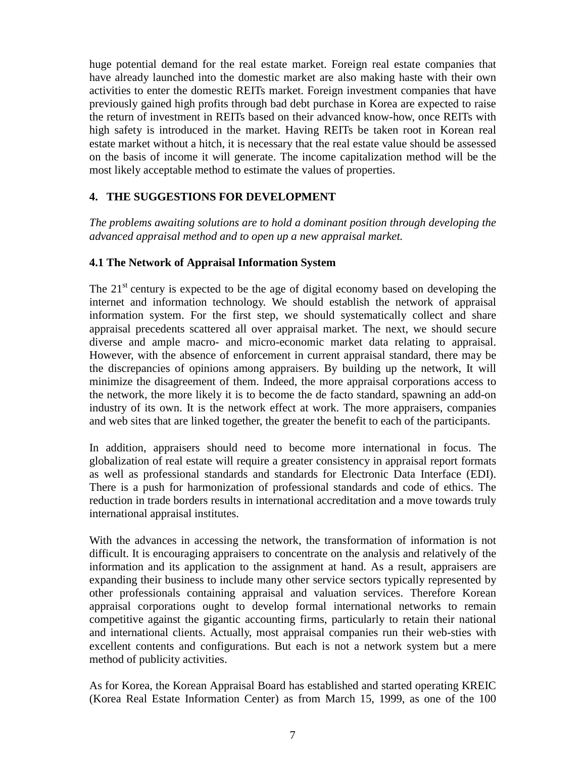huge potential demand for the real estate market. Foreign real estate companies that have already launched into the domestic market are also making haste with their own activities to enter the domestic REITs market. Foreign investment companies that have previously gained high profits through bad debt purchase in Korea are expected to raise the return of investment in REITs based on their advanced know-how, once REITs with high safety is introduced in the market. Having REITs be taken root in Korean real estate market without a hitch, it is necessary that the real estate value should be assessed on the basis of income it will generate. The income capitalization method will be the most likely acceptable method to estimate the values of properties.

## 4. THE SUGGESTIONS FOR DEVELOPMENT

*The problems awaiting solutions are to hold a dominant position through developing the advanced appraisal method and to open up a new appraisal market.*

### 4.1 The Network of Appraisal Information System

The 21st century is expected to be the age of digital economy based on developing the internet and information technology. We should establish the network of appraisal information system. For the first step, we should systematically collect and share appraisal precedents scattered all over appraisal market. The next, we should secure diverse and ample macro- and micro-economic market data relating to appraisal. However, with the absence of enforcement in current appraisal standard, there may be the discrepancies of opinions among appraisers. By building up the network, It will minimize the disagreement of them. Indeed, the more appraisal corporations access to the network, the more likely it is to become the de facto standard, spawning an add-on industry of its own. It is the network effect at work. The more appraisers, companies and web sites that are linked together, the greater the benefit to each of the participants.

In addition, appraisers should need to become more international in focus. The globalization of real estate will require a greater consistency in appraisal report formats as well as professional standards and standards for Electronic Data Interface (EDI). There is a push for harmonization of professional standards and code of ethics. The reduction in trade borders results in international accreditation and a move towards truly international appraisal institutes.

With the advances in accessing the network, the transformation of information is not difficult. It is encouraging appraisers to concentrate on the analysis and relatively of the information and its application to the assignment at hand. As a result, appraisers are expanding their business to include many other service sectors typically represented by other professionals containing appraisal and valuation services. Therefore Korean appraisal corporations ought to develop formal international networks to remain competitive against the gigantic accounting firms, particularly to retain their national and international clients. Actually, most appraisal companies run their web-sties with excellent contents and configurations. But each is not a network system but a mere method of publicity activities.

As for Korea, the Korean Appraisal Board has established and started operating KREIC (Korea Real Estate Information Center) as from March 15, 1999, as one of the 100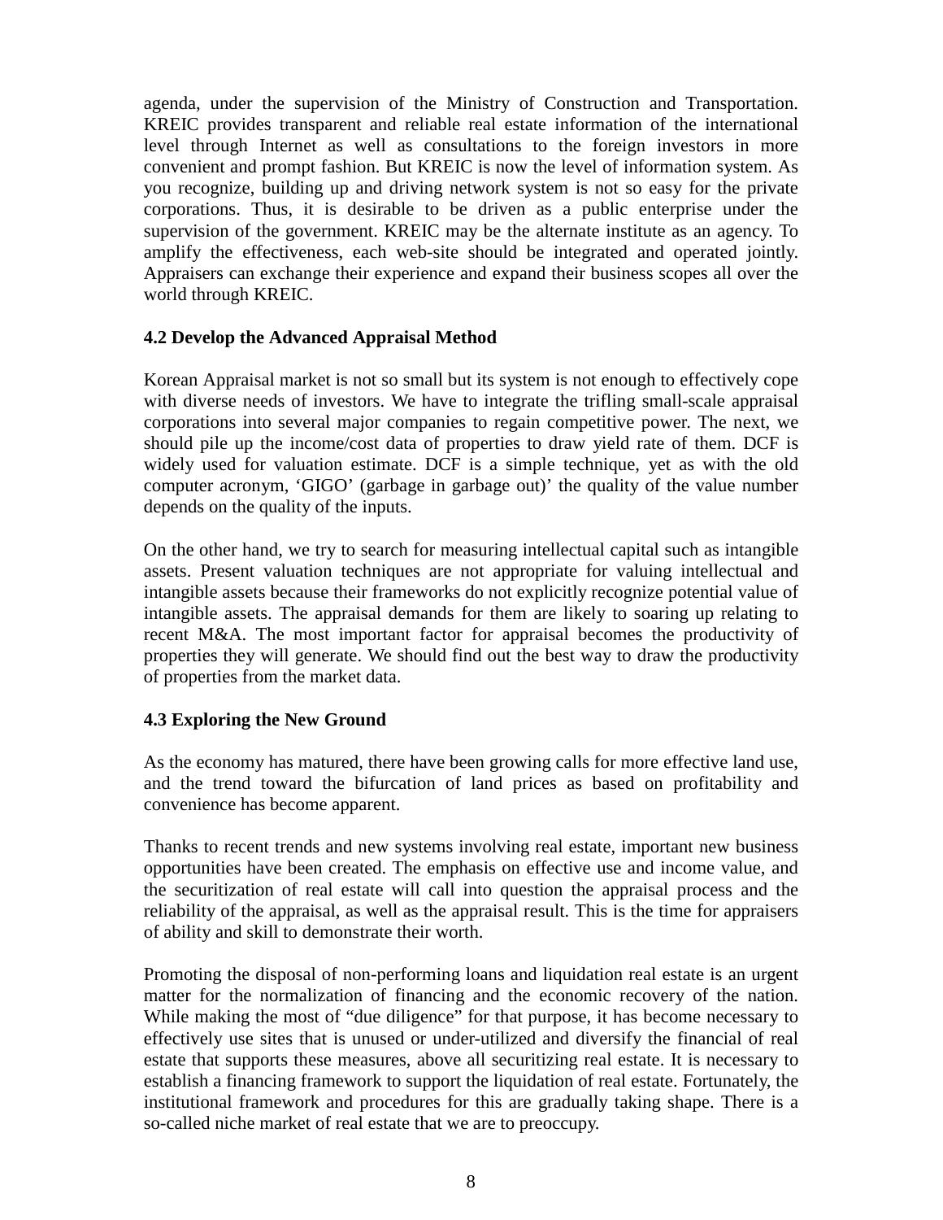agenda, under the supervision of the Ministry of Construction and Transportation. KREIC provides transparent and reliable real estate information of the international level through Internet as well as consultations to the foreign investors in more convenient and prompt fashion. But KREIC is now the level of information system. As you recognize, building up and driving network system is not so easy for the private corporations. Thus, it is desirable to be driven as a public enterprise under the supervision of the government. KREIC may be the alternate institute as an agency. To amplify the effectiveness, each web-site should be integrated and operated jointly. Appraisers can exchange their experience and expand their business scopes all over the world through KREIC.

### 4.2 Develop the Advanced Appraisal Method

Korean Appraisal market is not so small but its system is not enough to effectively cope with diverse needs of investors. We have to integrate the trifling small-scale appraisal corporations into several major companies to regain competitive power. The next, we should pile up the income/cost data of properties to draw yield rate of them. DCF is widely used for valuation estimate. DCF is a simple technique, yet as with the old computer acronym, 'GIGO' (garbage in garbage out)' the quality of the value number depends on the quality of the inputs.

On the other hand, we try to search for measuring intellectual capital such as intangible assets. Present valuation techniques are not appropriate for valuing intellectual and intangible assets because their frameworks do not explicitly recognize potential value of intangible assets. The appraisal demands for them are likely to soaring up relating to recent M&A. The most important factor for appraisal becomes the productivity of properties they will generate. We should find out the best way to draw the productivity of properties from the market data.

### 4.3 Exploring the New Ground

As the economy has matured, there have been growing calls for more effective land use, and the trend toward the bifurcation of land prices as based on profitability and convenience has become apparent.

Thanks to recent trends and new systems involving real estate, important new business opportunities have been created. The emphasis on effective use and income value, and the securitization of real estate will call into question the appraisal process and the reliability of the appraisal, as well as the appraisal result. This is the time for appraisers of ability and skill to demonstrate their worth.

Promoting the disposal of non-performing loans and liquidation real estate is an urgent matter for the normalization of financing and the economic recovery of the nation. While making the most of "due diligence" for that purpose, it has become necessary to effectively use sites that is unused or under-utilized and diversify the financial of real estate that supports these measures, above all securitizing real estate. It is necessary to establish a financing framework to support the liquidation of real estate. Fortunately, the institutional framework and procedures for this are gradually taking shape. There is a so-called niche market of real estate that we are to preoccupy.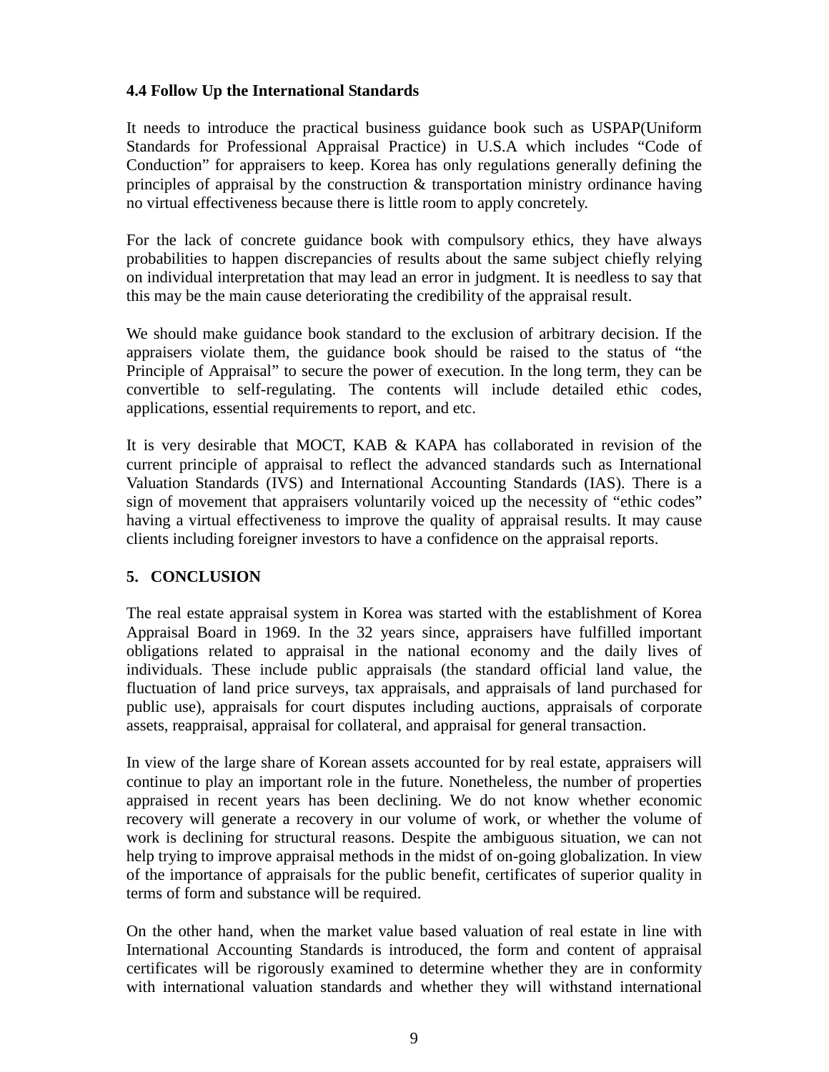### 4.4 Follow Up the International Standards

It needs to introduce the practical business guidance book such as USPAP(Uniform Standards for Professional Appraisal Practice) in U.S.A which includes "Code of Conduction" for appraisers to keep. Korea has only regulations generally defining the principles of appraisal by the construction & transportation ministry ordinance having no virtual effectiveness because there is little room to apply concretely.

For the lack of concrete guidance book with compulsory ethics, they have always probabilities to happen discrepancies of results about the same subject chiefly relying on individual interpretation that may lead an error in judgment. It is needless to say that this may be the main cause deteriorating the credibility of the appraisal result.

We should make guidance book standard to the exclusion of arbitrary decision. If the appraisers violate them, the guidance book should be raised to the status of "the Principle of Appraisal" to secure the power of execution. In the long term, they can be convertible to self-regulating. The contents will include detailed ethic codes, applications, essential requirements to report, and etc.

It is very desirable that MOCT, KAB & KAPA has collaborated in revision of the current principle of appraisal to reflect the advanced standards such as International Valuation Standards (IVS) and International Accounting Standards (IAS). There is a sign of movement that appraisers voluntarily voiced up the necessity of "ethic codes" having a virtual effectiveness to improve the quality of appraisal results. It may cause clients including foreigner investors to have a confidence on the appraisal reports.

## 5. CONCLUSION

The real estate appraisal system in Korea was started with the establishment of Korea Appraisal Board in 1969. In the 32 years since, appraisers have fulfilled important obligations related to appraisal in the national economy and the daily lives of individuals. These include public appraisals (the standard official land value, the fluctuation of land price surveys, tax appraisals, and appraisals of land purchased for public use), appraisals for court disputes including auctions, appraisals of corporate assets, reappraisal, appraisal for collateral, and appraisal for general transaction.

In view of the large share of Korean assets accounted for by real estate, appraisers will continue to play an important role in the future. Nonetheless, the number of properties appraised in recent years has been declining. We do not know whether economic recovery will generate a recovery in our volume of work, or whether the volume of work is declining for structural reasons. Despite the ambiguous situation, we can not help trying to improve appraisal methods in the midst of on-going globalization. In view of the importance of appraisals for the public benefit, certificates of superior quality in terms of form and substance will be required.

On the other hand, when the market value based valuation of real estate in line with International Accounting Standards is introduced, the form and content of appraisal certificates will be rigorously examined to determine whether they are in conformity with international valuation standards and whether they will withstand international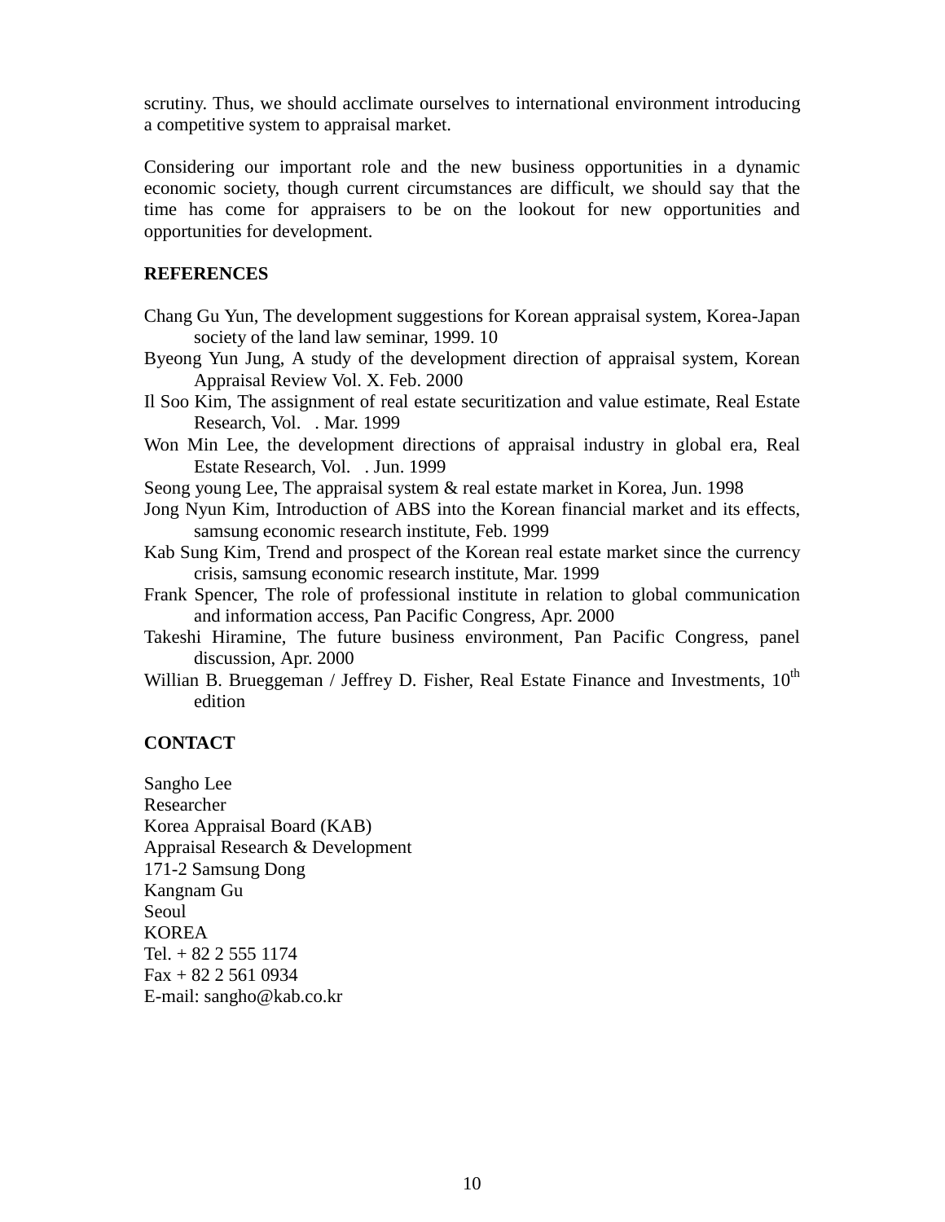scrutiny. Thus, we should acclimate ourselves to international environment introducing a competitive system to appraisal market.

Considering our important role and the new business opportunities in a dynamic economic society, though current circumstances are difficult, we should say that the time has come for appraisers to be on the lookout for new opportunities and opportunities for development.

## REFERENCES

Chang Gu Yun, The development suggestions for Korean appraisal system, Korea-Japan society of the land law seminar, 1999. 10

Byeong Yun Jung, A study of the development direction of appraisal system, Korean Appraisal Review Vol. X. Feb. 2000

Il Soo Kim, The assignment of real estate securitization and value estimate, Real Estate Research, Vol.   . Mar. 1999

Won Min Lee, the development directions of appraisal industry in global era, Real Estate Research, Vol.   . Jun. 1999

Seong young Lee, The appraisal system & real estate market in Korea, Jun. 1998

Jong Nyun Kim, Introduction of ABS into the Korean financial market and its effects, samsung economic research institute, Feb. 1999

Kab Sung Kim, Trend and prospect of the Korean real estate market since the currency crisis, samsung economic research institute, Mar. 1999

Frank Spencer, The role of professional institute in relation to global communication and information access, Pan Pacific Congress, Apr. 2000

Takeshi Hiramine, The future business environment, Pan Pacific Congress, panel discussion, Apr. 2000

Willian B. Brueggeman / Jeffrey D. Fisher, Real Estate Finance and Investments, 10th edition

## CONTACT

Sangho Lee
Researcher
Korea Appraisal Board (KAB)
Appraisal Research & Development
171-2 Samsung Dong
Kangnam Gu
Seoul
KOREA
Tel. + 82 2 555 1174
Fax + 82 2 561 0934
E-mail: sangho@kab.co.kr